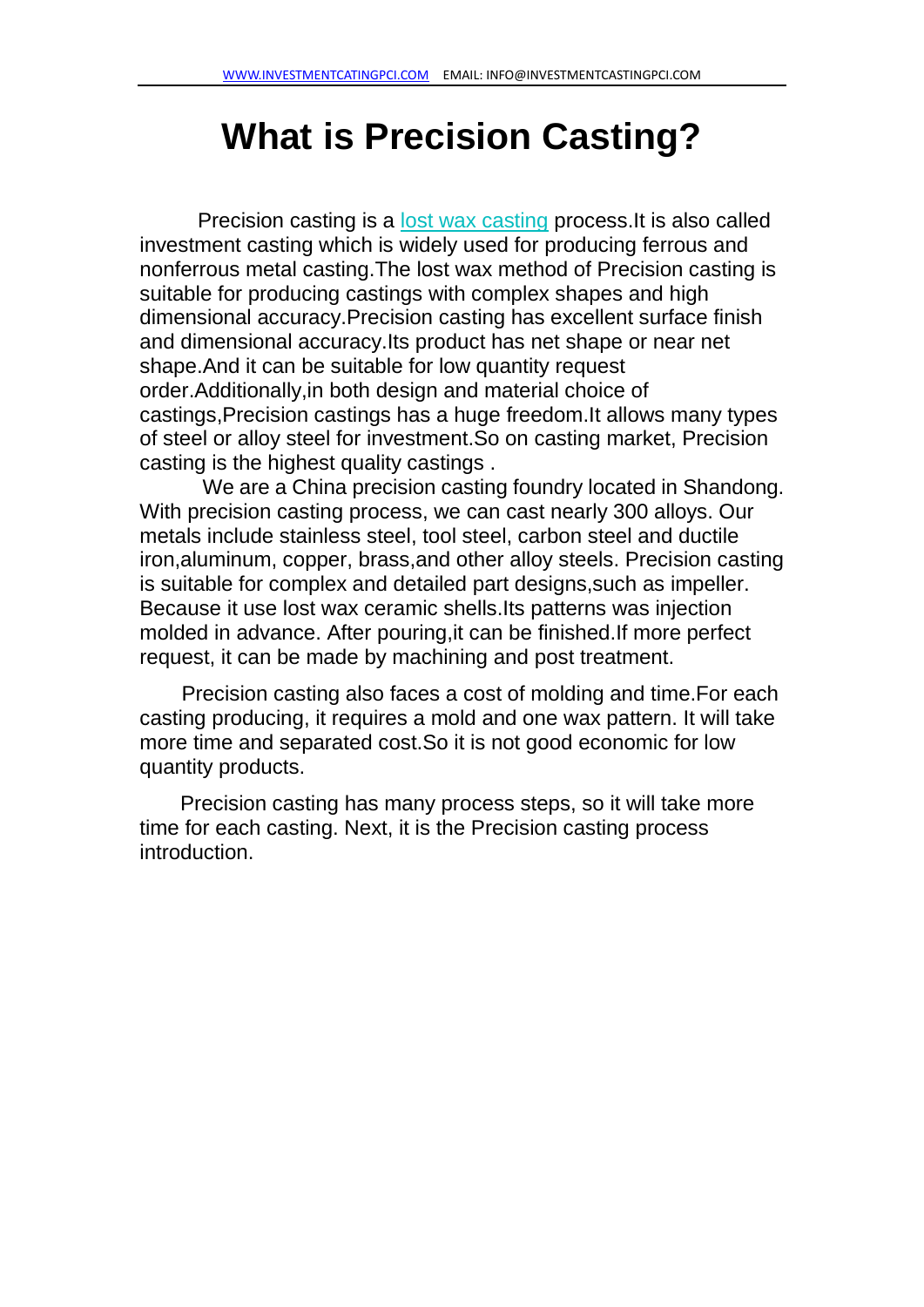# What is Precision Casting?

Precision casting is a [lost wax casting] process.It is also called investment casting which is widely used for producing ferrous and nonferrous metal casting.The lost wax method of Precision casting is suitable for producing castings with complex shapes and high dimensional accuracy.Precision casting has excellent surface finish and dimensional accuracy.Its product has net shape or near net shape.And it can be suitable for low quantity request order.Additionally,in both design and material choice of castings,Precision castings has a huge freedom.It allows many types of steel or alloy steel for investment.So on casting market, Precision casting is the highest quality castings .

We are a China precision casting foundry located in Shandong. With precision casting process, we can cast nearly 300 alloys. Our metals include stainless steel, tool steel, carbon steel and ductile iron,aluminum, copper, brass,and other alloy steels. Precision casting is suitable for complex and detailed part designs,such as impeller. Because it use lost wax ceramic shells.Its patterns was injection molded in advance. After pouring,it can be finished.If more perfect request, it can be made by machining and post treatment.

Precision casting also faces a cost of molding and time.For each casting producing, it requires a mold and one wax pattern. It will take more time and separated cost.So it is not good economic for low quantity products.

Precision casting has many process steps, so it will take more time for each casting. Next, it is the Precision casting process introduction.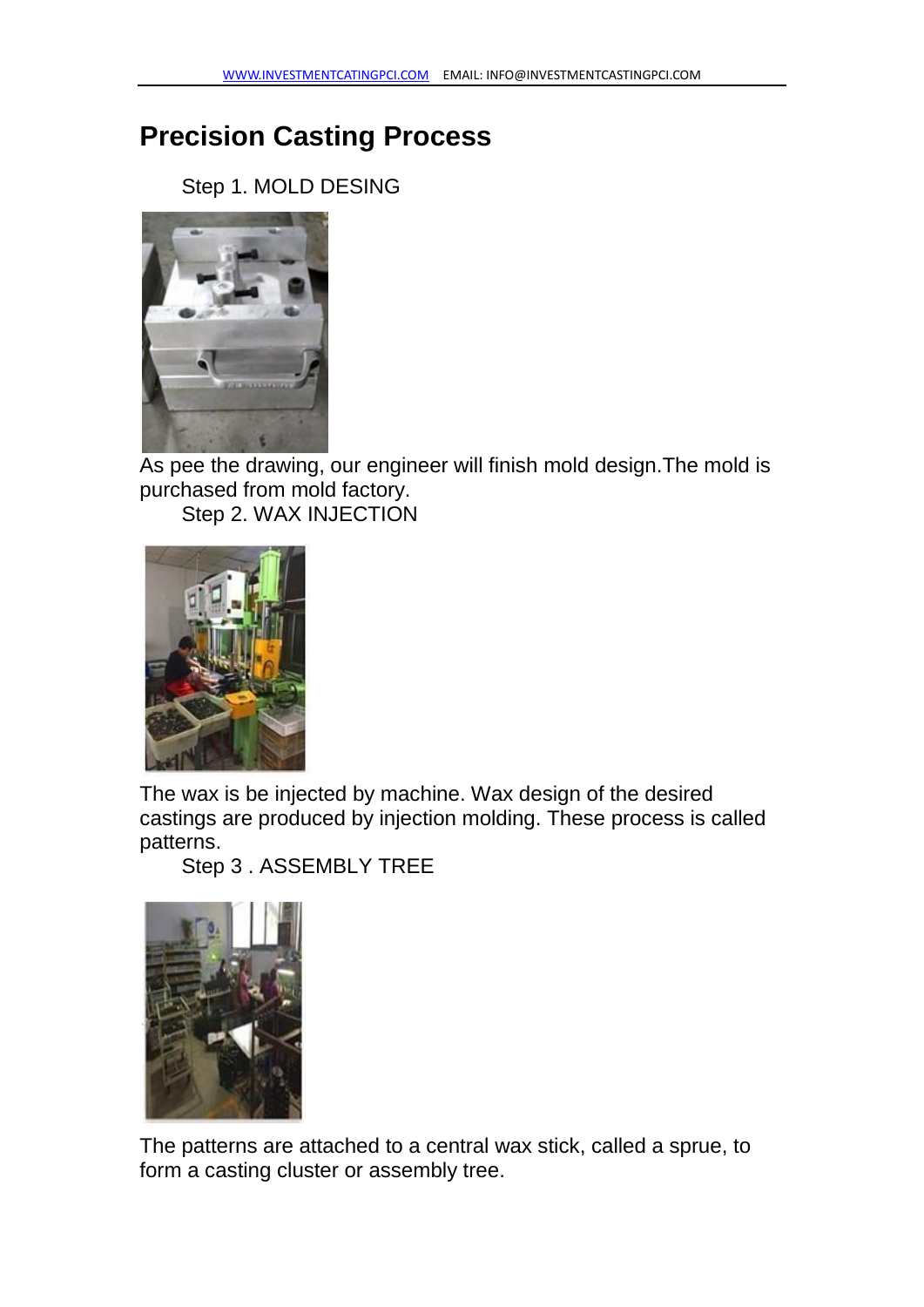# Precision Casting Process

Step 1. MOLD DESING

As pee the drawing, our engineer will finish mold design.The mold is purchased from mold factory.

Step 2. WAX INJECTION

The wax is be injected by machine. Wax design of the desired castings are produced by injection molding. These process is called patterns.

Step 3 . ASSEMBLY TREE

The patterns are attached to a central wax stick, called a sprue, to form a casting cluster or assembly tree.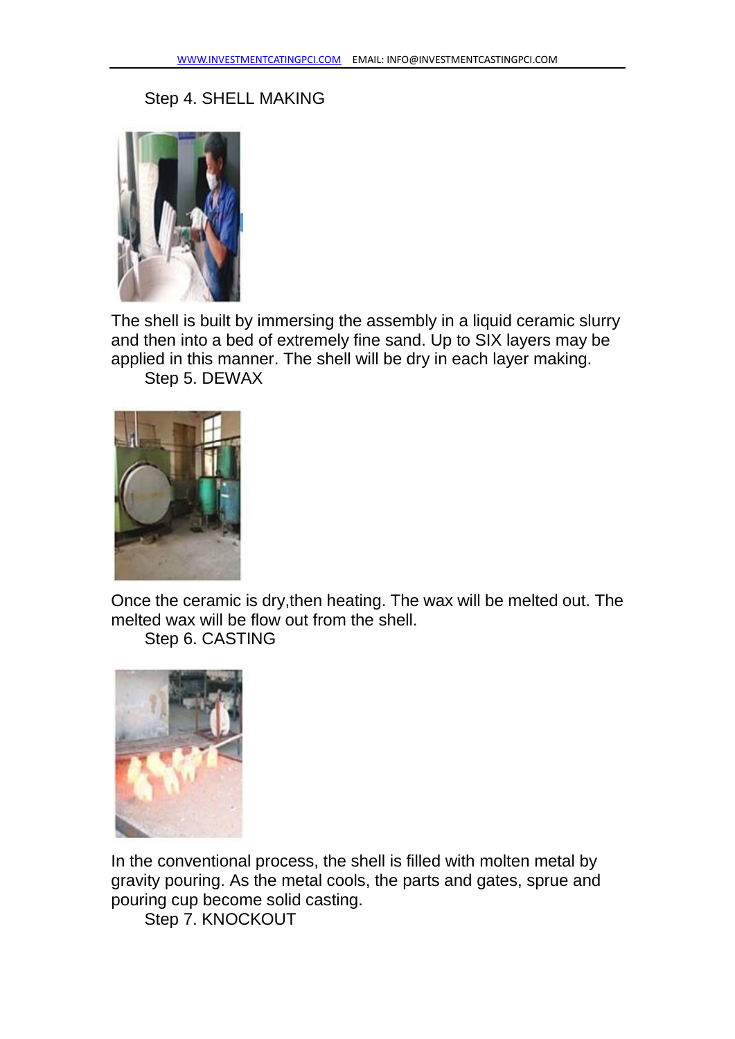Step 4. SHELL MAKING

The shell is built by immersing the assembly in a liquid ceramic slurry and then into a bed of extremely fine sand. Up to SIX layers may be applied in this manner. The shell will be dry in each layer making.

Step 5. DEWAX

Once the ceramic is dry,then heating. The wax will be melted out. The melted wax will be flow out from the shell.

Step 6. CASTING

In the conventional process, the shell is filled with molten metal by gravity pouring. As the metal cools, the parts and gates, sprue and pouring cup become solid casting.

Step 7. KNOCKOUT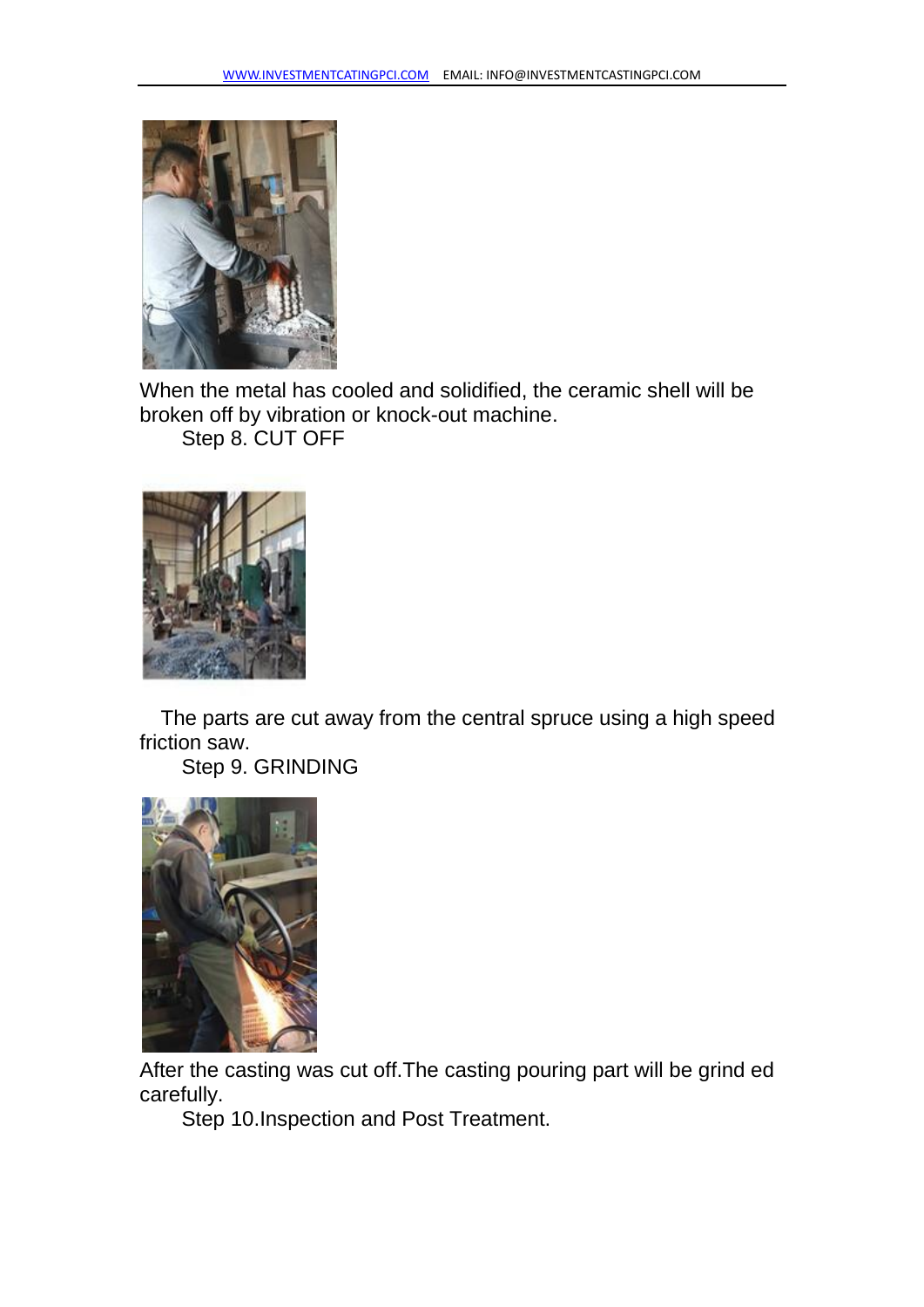When the metal has cooled and solidified, the ceramic shell will be broken off by vibration or knock-out machine.

Step 8. CUT OFF

The parts are cut away from the central spruce using a high speed friction saw.

Step 9. GRINDING

After the casting was cut off.The casting pouring part will be grind ed carefully.

Step 10.Inspection and Post Treatment.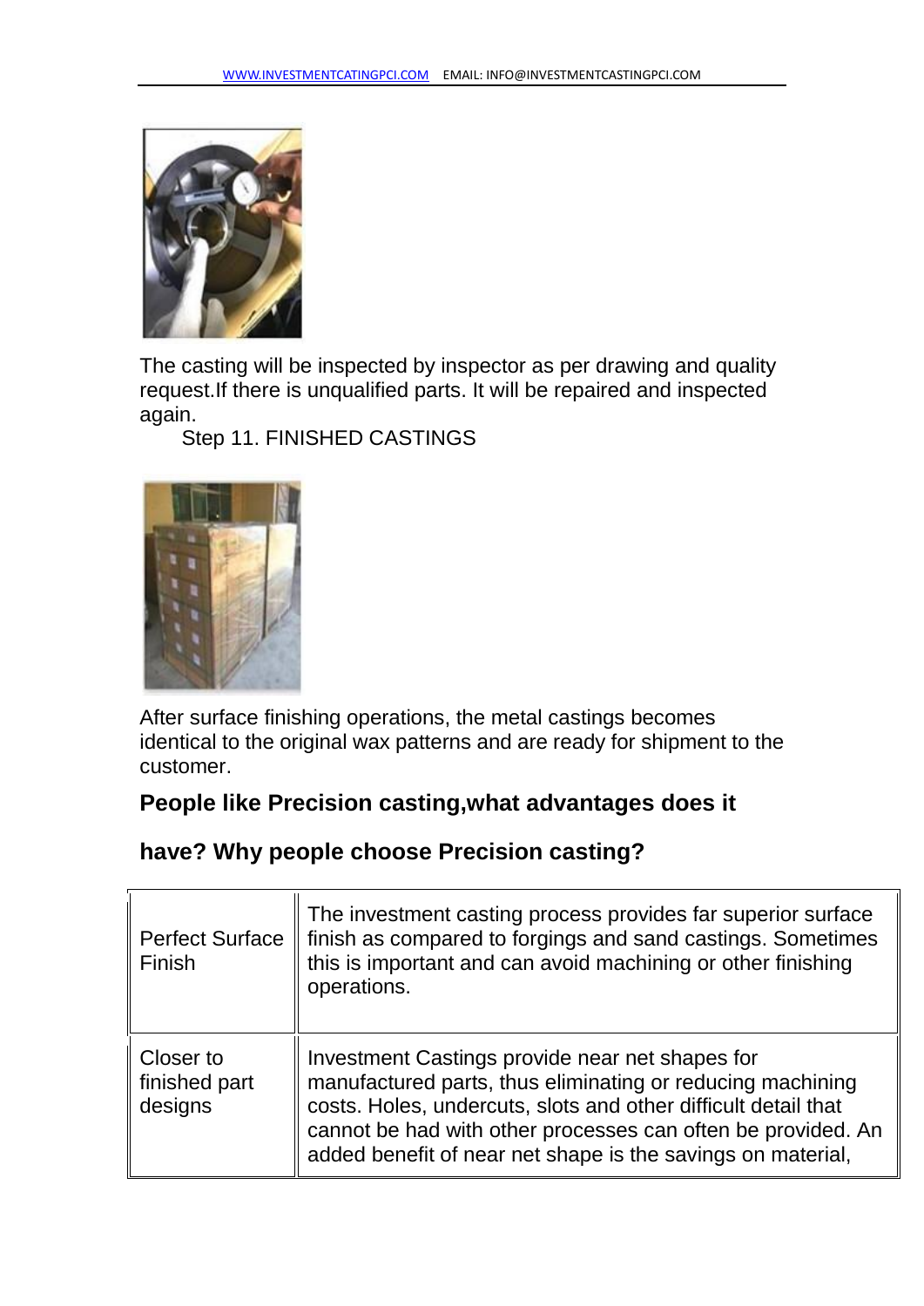The casting will be inspected by inspector as per drawing and quality request.If there is unqualified parts. It will be repaired and inspected again.

Step 11. FINISHED CASTINGS

After surface finishing operations, the metal castings becomes identical to the original wax patterns and are ready for shipment to the customer.

## People like Precision casting,what advantages does it have? Why people choose Precision casting?

| | |
|---|---|
| Perfect Surface Finish | The investment casting process provides far superior surface finish as compared to forgings and sand castings. Sometimes this is important and can avoid machining or other finishing operations. |
| Closer to finished part designs | Investment Castings provide near net shapes for manufactured parts, thus eliminating or reducing machining costs. Holes, undercuts, slots and other difficult detail that cannot be had with other processes can often be provided. An added benefit of near net shape is the savings on material, |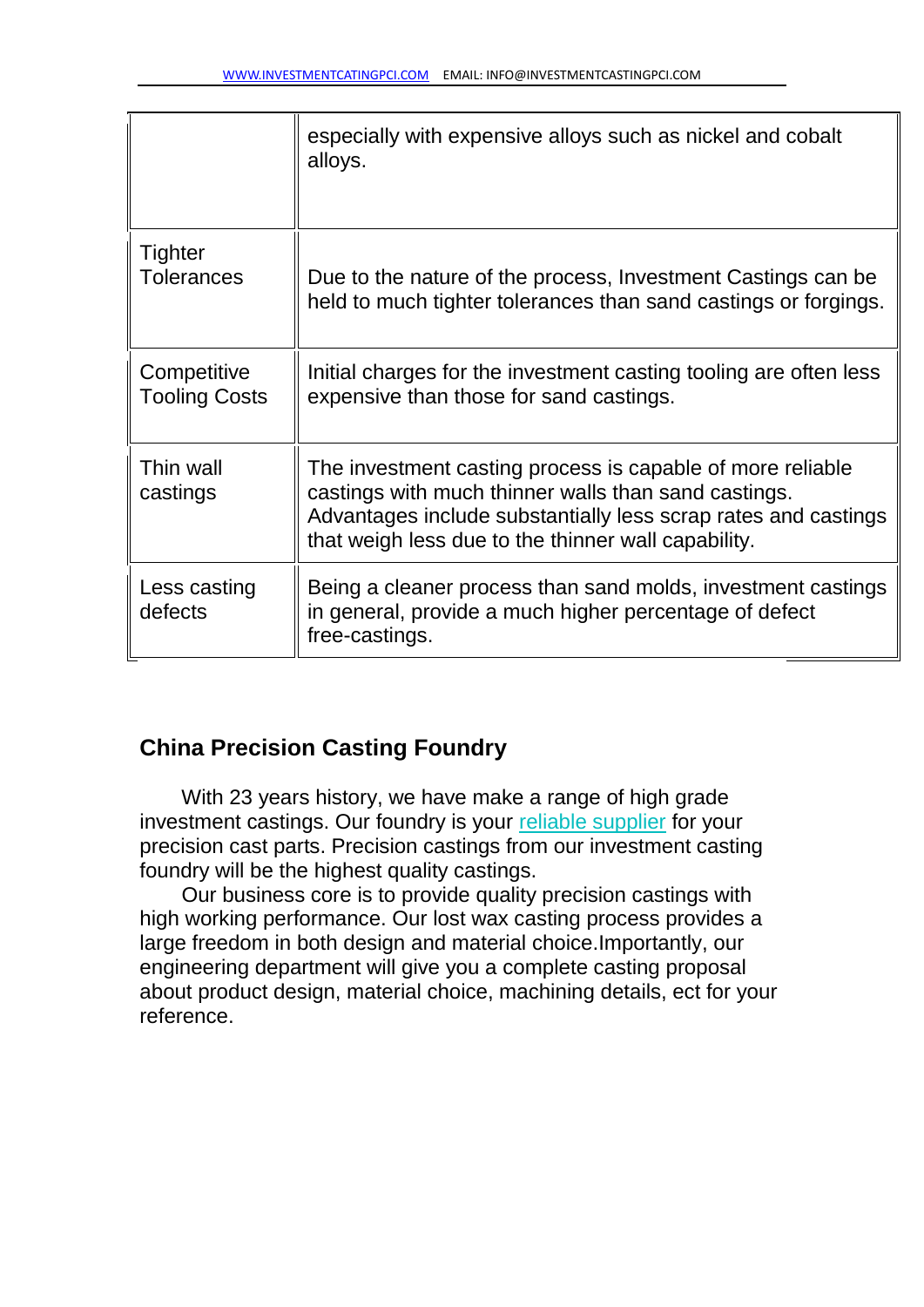| | |
|---|---|
| | especially with expensive alloys such as nickel and cobalt alloys. |
| Tighter Tolerances | Due to the nature of the process, Investment Castings can be held to much tighter tolerances than sand castings or forgings. |
| Competitive Tooling Costs | Initial charges for the investment casting tooling are often less expensive than those for sand castings. |
| Thin wall castings | The investment casting process is capable of more reliable castings with much thinner walls than sand castings. Advantages include substantially less scrap rates and castings that weigh less due to the thinner wall capability. |
| Less casting defects | Being a cleaner process than sand molds, investment castings in general, provide a much higher percentage of defect free-castings. |

## China Precision Casting Foundry

With 23 years history, we have make a range of high grade investment castings. Our foundry is your reliable supplier for your precision cast parts. Precision castings from our investment casting foundry will be the highest quality castings.

Our business core is to provide quality precision castings with high working performance. Our lost wax casting process provides a large freedom in both design and material choice.Importantly, our engineering department will give you a complete casting proposal about product design, material choice, machining details, ect for your reference.